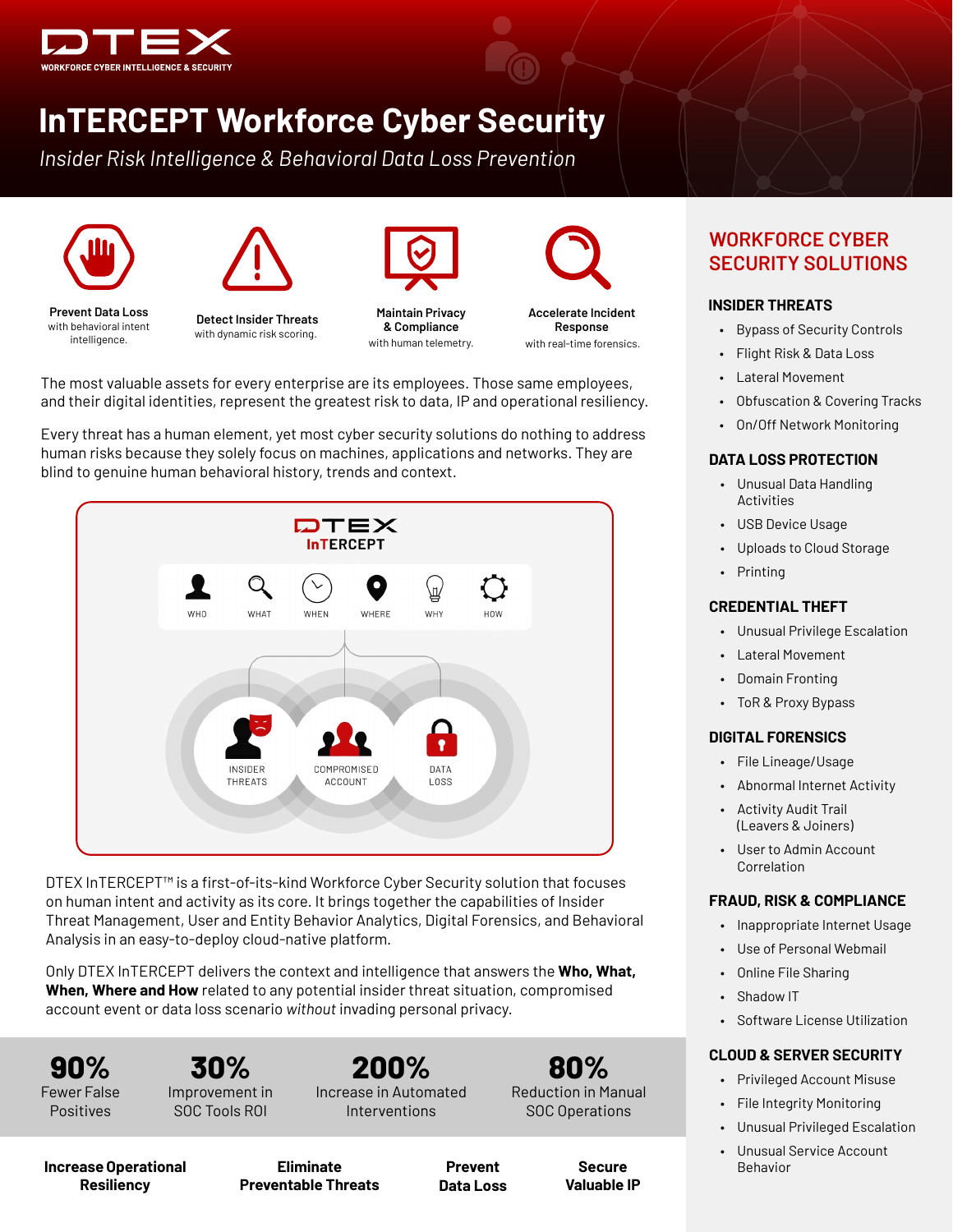DTEX
WORKFORCE CYBER INTELLIGENCE & SECURITY

# InTERCEPT Workforce Cyber Security

*Insider Risk Intelligence & Behavioral Data Loss Prevention*

**Prevent Data Loss** with behavioral intent intelligence.

**Detect Insider Threats** with dynamic risk scoring.

**Maintain Privacy & Compliance** with human telemetry.

**Accelerate Incident Response** with real-time forensics.

The most valuable assets for every enterprise are its employees. Those same employees, and their digital identities, represent the greatest risk to data, IP and operational resiliency.

Every threat has a human element, yet most cyber security solutions do nothing to address human risks because they solely focus on machines, applications and networks. They are blind to genuine human behavioral history, trends and context.

DTEX InTERCEPT

WHO | WHAT | WHEN | WHERE | WHY | HOW

INSIDER THREATS | COMPROMISED ACCOUNT | DATA LOSS

DTEX InTERCEPT™ is a first-of-its-kind Workforce Cyber Security solution that focuses on human intent and activity as its core. It brings together the capabilities of Insider Threat Management, User and Entity Behavior Analytics, Digital Forensics, and Behavioral Analysis in an easy-to-deploy cloud-native platform.

Only DTEX InTERCEPT delivers the context and intelligence that answers the **Who, What, When, Where and How** related to any potential insider threat situation, compromised account event or data loss scenario *without* invading personal privacy.

**90%** Fewer False Positives

**30%** Improvement in SOC Tools ROI

**200%** Increase in Automated Interventions

**80%** Reduction in Manual SOC Operations

**Increase Operational Resiliency** | **Eliminate Preventable Threats** | **Prevent Data Loss** | **Secure Valuable IP**

## WORKFORCE CYBER SECURITY SOLUTIONS

### INSIDER THREATS

- Bypass of Security Controls
- Flight Risk & Data Loss
- Lateral Movement
- Obfuscation & Covering Tracks
- On/Off Network Monitoring

### DATA LOSS PROTECTION

- Unusual Data Handling Activities
- USB Device Usage
- Uploads to Cloud Storage
- Printing

### CREDENTIAL THEFT

- Unusual Privilege Escalation
- Lateral Movement
- Domain Fronting
- ToR & Proxy Bypass

### DIGITAL FORENSICS

- File Lineage/Usage
- Abnormal Internet Activity
- Activity Audit Trail (Leavers & Joiners)
- User to Admin Account Correlation

### FRAUD, RISK & COMPLIANCE

- Inappropriate Internet Usage
- Use of Personal Webmail
- Online File Sharing
- Shadow IT
- Software License Utilization

### CLOUD & SERVER SECURITY

- Privileged Account Misuse
- File Integrity Monitoring
- Unusual Privileged Escalation
- Unusual Service Account Behavior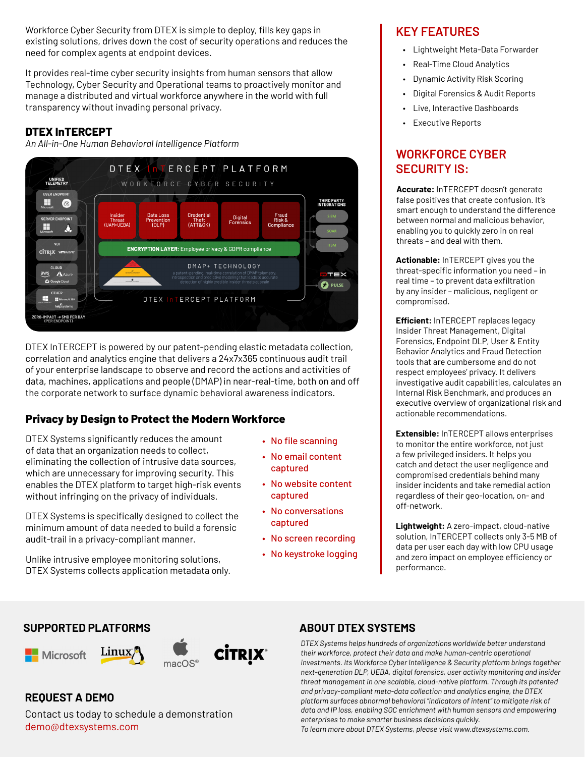Workforce Cyber Security from DTEX is simple to deploy, fills key gaps in existing solutions, drives down the cost of security operations and reduces the need for complex agents at endpoint devices.

It provides real-time cyber security insights from human sensors that allow Technology, Cyber Security and Operational teams to proactively monitor and manage a distributed and virtual workforce anywhere in the world with full transparency without invading personal privacy.

### DTEX InTERCEPT

*An All-in-One Human Behavioral Intelligence Platform*

DTEX InTERCEPT PLATFORM

WORKFORCE CYBER SECURITY

UNIFIED TELEMETRY

USER ENDPOINT

SERVER ENDPOINT

VDI

CLOUD

OTHER

ZERO-IMPACT → 5MB PER DAY (PER ENDPOINT)

Insider Threat (UAM+UEBA)

Data Loss Prevention (DLP)

Credential Theft (ATT&CK)

Digital Forensics

Fraud Risk & Compliance

ENCRYPTION LAYER: Employee privacy & GDPR compliance

DMAP+ TECHNOLOGY

a patent-pending, real-time correlation of DMAP telemetry, introspection and predictive modeling that leads to accurate detection of highly credible insider threats at scale

THIRD PARTY INTEGRATIONS

SIEM

SOAR

ITSM

DTEX

PULSE

DTEX InTERCEPT PLATFORM

DTEX InTERCEPT is powered by our patent-pending elastic metadata collection, correlation and analytics engine that delivers a 24x7x365 continuous audit trail of your enterprise landscape to observe and record the actions and activities of data, machines, applications and people (DMAP) in near-real-time, both on and off the corporate network to surface dynamic behavioral awareness indicators.

### Privacy by Design to Protect the Modern Workforce

DTEX Systems significantly reduces the amount of data that an organization needs to collect, eliminating the collection of intrusive data sources, which are unnecessary for improving security. This enables the DTEX platform to target high-risk events without infringing on the privacy of individuals.

DTEX Systems is specifically designed to collect the minimum amount of data needed to build a forensic audit-trail in a privacy-compliant manner.

Unlike intrusive employee monitoring solutions, DTEX Systems collects application metadata only.

- No file scanning
- No email content captured
- No website content captured
- No conversations captured
- No screen recording
- No keystroke logging

## KEY FEATURES

- Lightweight Meta-Data Forwarder
- Real-Time Cloud Analytics
- Dynamic Activity Risk Scoring
- Digital Forensics & Audit Reports
- Live, Interactive Dashboards
- Executive Reports

## WORKFORCE CYBER SECURITY IS:

**Accurate:** InTERCEPT doesn't generate false positives that create confusion. It's smart enough to understand the difference between normal and malicious behavior, enabling you to quickly zero in on real threats – and deal with them.

**Actionable:** InTERCEPT gives you the threat-specific information you need – in real time – to prevent data exfiltration by any insider – malicious, negligent or compromised.

**Efficient:** InTERCEPT replaces legacy Insider Threat Management, Digital Forensics, Endpoint DLP, User & Entity Behavior Analytics and Fraud Detection tools that are cumbersome and do not respect employees' privacy. It delivers investigative audit capabilities, calculates an Internal Risk Benchmark, and produces an executive overview of organizational risk and actionable recommendations.

**Extensible:** InTERCEPT allows enterprises to monitor the entire workforce, not just a few privileged insiders. It helps you catch and detect the user negligence and compromised credentials behind many insider incidents and take remedial action regardless of their geo-location, on- and off-network.

**Lightweight:** A zero-impact, cloud-native solution, InTERCEPT collects only 3-5 MB of data per user each day with low CPU usage and zero impact on employee efficiency or performance.

## SUPPORTED PLATFORMS

Microsoft

Linux

macOS®

CITRIX®

## REQUEST A DEMO

Contact us today to schedule a demonstration

demo@dtexsystems.com

## ABOUT DTEX SYSTEMS

*DTEX Systems helps hundreds of organizations worldwide better understand their workforce, protect their data and make human-centric operational investments. Its Workforce Cyber Intelligence & Security platform brings together next-generation DLP, UEBA, digital forensics, user activity monitoring and insider threat management in one scalable, cloud-native platform. Through its patented and privacy-compliant meta-data collection and analytics engine, the DTEX platform surfaces abnormal behavioral "indicators of intent" to mitigate risk of data and IP loss, enabling SOC enrichment with human sensors and empowering enterprises to make smarter business decisions quickly.*

*To learn more about DTEX Systems, please visit www.dtexsystems.com.*